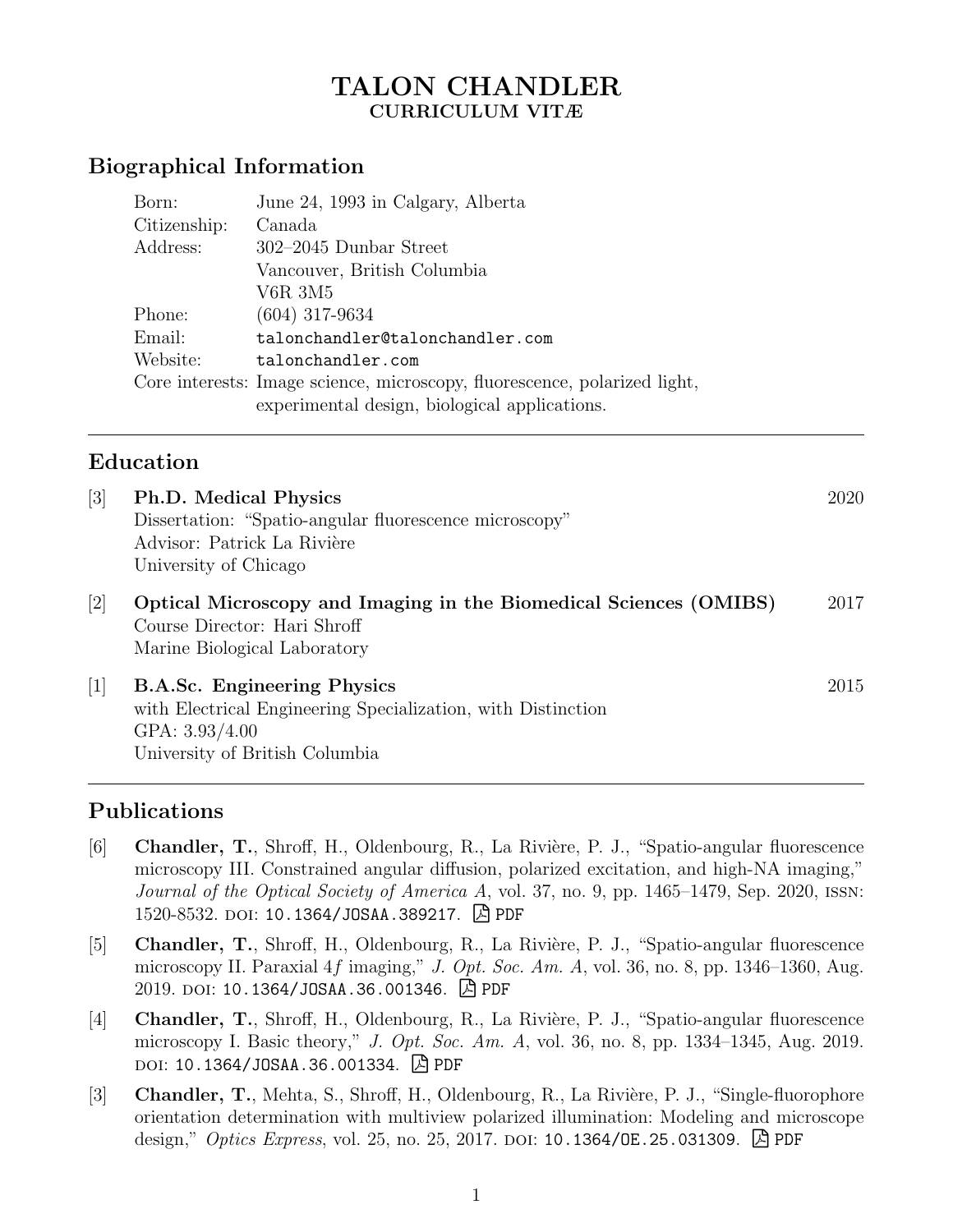# TALON CHANDLER
## CURRICULUM VITÆ

## Biographical Information

| | |
|---|---|
| Born: | June 24, 1993 in Calgary, Alberta |
| Citizenship: | Canada |
| Address: | 302–2045 Dunbar Street<br>Vancouver, British Columbia<br>V6R 3M5 |
| Phone: | (604) 317-9634 |
| Email: | `talonchandler@talonchandler.com` |
| Website: | `talonchandler.com` |
| Core interests: | Image science, microscopy, fluorescence, polarized light, experimental design, biological applications. |

---

## Education

[3] **Ph.D. Medical Physics** — 2020
Dissertation: "Spatio-angular fluorescence microscopy"
Advisor: Patrick La Rivière
University of Chicago

[2] **Optical Microscopy and Imaging in the Biomedical Sciences (OMIBS)** — 2017
Course Director: Hari Shroff
Marine Biological Laboratory

[1] **B.A.Sc. Engineering Physics** — 2015
with Electrical Engineering Specialization, with Distinction
GPA: 3.93/4.00
University of British Columbia

---

## Publications

[6] **Chandler, T.**, Shroff, H., Oldenbourg, R., La Rivière, P. J., "Spatio-angular fluorescence microscopy III. Constrained angular diffusion, polarized excitation, and high-NA imaging," *Journal of the Optical Society of America A*, vol. 37, no. 9, pp. 1465–1479, Sep. 2020, ISSN: 1520-8532. DOI: `10.1364/JOSAA.389217`. PDF

[5] **Chandler, T.**, Shroff, H., Oldenbourg, R., La Rivière, P. J., "Spatio-angular fluorescence microscopy II. Paraxial $4f$ imaging," *J. Opt. Soc. Am. A*, vol. 36, no. 8, pp. 1346–1360, Aug. 2019. DOI: `10.1364/JOSAA.36.001346`. PDF

[4] **Chandler, T.**, Shroff, H., Oldenbourg, R., La Rivière, P. J., "Spatio-angular fluorescence microscopy I. Basic theory," *J. Opt. Soc. Am. A*, vol. 36, no. 8, pp. 1334–1345, Aug. 2019. DOI: `10.1364/JOSAA.36.001334`. PDF

[3] **Chandler, T.**, Mehta, S., Shroff, H., Oldenbourg, R., La Rivière, P. J., "Single-fluorophore orientation determination with multiview polarized illumination: Modeling and microscope design," *Optics Express*, vol. 25, no. 25, 2017. DOI: `10.1364/OE.25.031309`. PDF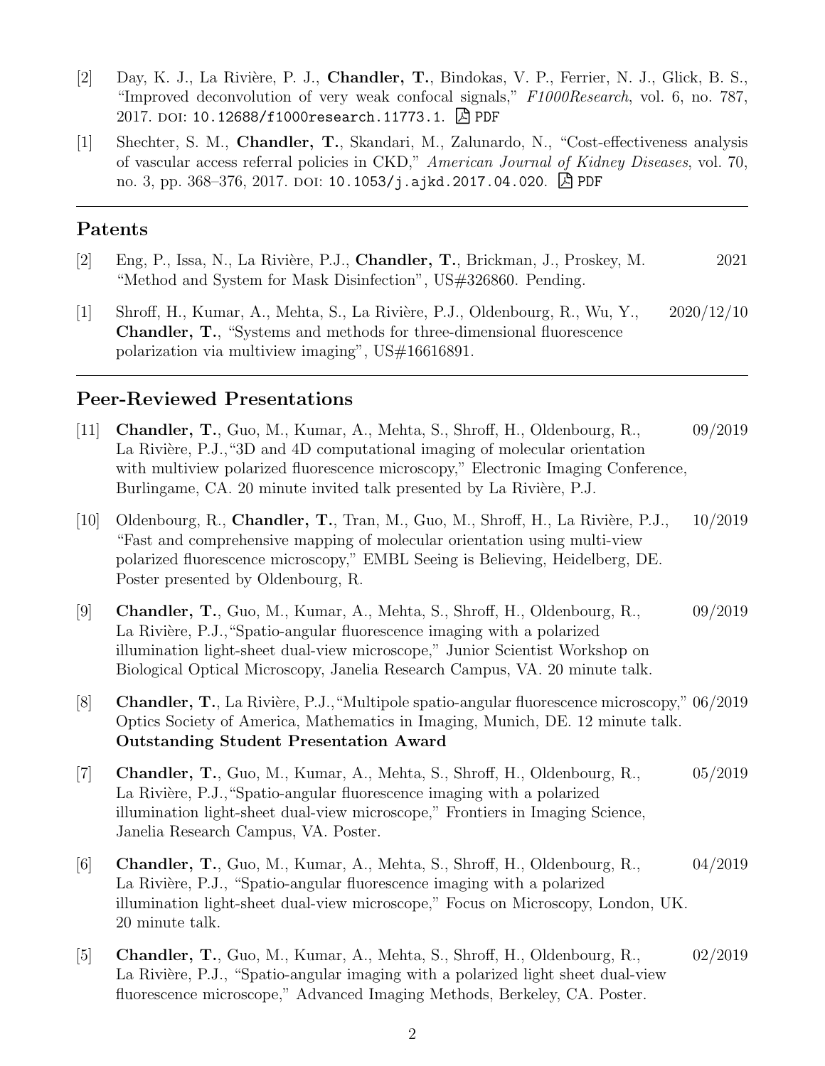[2] Day, K. J., La Rivière, P. J., **Chandler, T.**, Bindokas, V. P., Ferrier, N. J., Glick, B. S., "Improved deconvolution of very weak confocal signals," *F1000Research*, vol. 6, no. 787, 2017. DOI: 10.12688/f1000research.11773.1. PDF

[1] Shechter, S. M., **Chandler, T.**, Skandari, M., Zalunardo, N., "Cost-effectiveness analysis of vascular access referral policies in CKD," *American Journal of Kidney Diseases*, vol. 70, no. 3, pp. 368–376, 2017. DOI: 10.1053/j.ajkd.2017.04.020. PDF

---

## Patents

[2] Eng, P., Issa, N., La Rivière, P.J., **Chandler, T.**, Brickman, J., Proskey, M. "Method and System for Mask Disinfection", US#326860. Pending. — 2021

[1] Shroff, H., Kumar, A., Mehta, S., La Rivière, P.J., Oldenbourg, R., Wu, Y., **Chandler, T.**, "Systems and methods for three-dimensional fluorescence polarization via multiview imaging", US#16616891. — 2020/12/10

---

## Peer-Reviewed Presentations

[11] **Chandler, T.**, Guo, M., Kumar, A., Mehta, S., Shroff, H., Oldenbourg, R., La Rivière, P.J.,"3D and 4D computational imaging of molecular orientation with multiview polarized fluorescence microscopy," Electronic Imaging Conference, Burlingame, CA. 20 minute invited talk presented by La Rivière, P.J. — 09/2019

[10] Oldenbourg, R., **Chandler, T.**, Tran, M., Guo, M., Shroff, H., La Rivière, P.J., "Fast and comprehensive mapping of molecular orientation using multi-view polarized fluorescence microscopy," EMBL Seeing is Believing, Heidelberg, DE. Poster presented by Oldenbourg, R. — 10/2019

[9] **Chandler, T.**, Guo, M., Kumar, A., Mehta, S., Shroff, H., Oldenbourg, R., La Rivière, P.J.,"Spatio-angular fluorescence imaging with a polarized illumination light-sheet dual-view microscope," Junior Scientist Workshop on Biological Optical Microscopy, Janelia Research Campus, VA. 20 minute talk. — 09/2019

[8] **Chandler, T.**, La Rivière, P.J.,"Multipole spatio-angular fluorescence microscopy," Optics Society of America, Mathematics in Imaging, Munich, DE. 12 minute talk. **Outstanding Student Presentation Award** — 06/2019

[7] **Chandler, T.**, Guo, M., Kumar, A., Mehta, S., Shroff, H., Oldenbourg, R., La Rivière, P.J.,"Spatio-angular fluorescence imaging with a polarized illumination light-sheet dual-view microscope," Frontiers in Imaging Science, Janelia Research Campus, VA. Poster. — 05/2019

[6] **Chandler, T.**, Guo, M., Kumar, A., Mehta, S., Shroff, H., Oldenbourg, R., La Rivière, P.J., "Spatio-angular fluorescence imaging with a polarized illumination light-sheet dual-view microscope," Focus on Microscopy, London, UK. 20 minute talk. — 04/2019

[5] **Chandler, T.**, Guo, M., Kumar, A., Mehta, S., Shroff, H., Oldenbourg, R., La Rivière, P.J., "Spatio-angular imaging with a polarized light sheet dual-view fluorescence microscope," Advanced Imaging Methods, Berkeley, CA. Poster. — 02/2019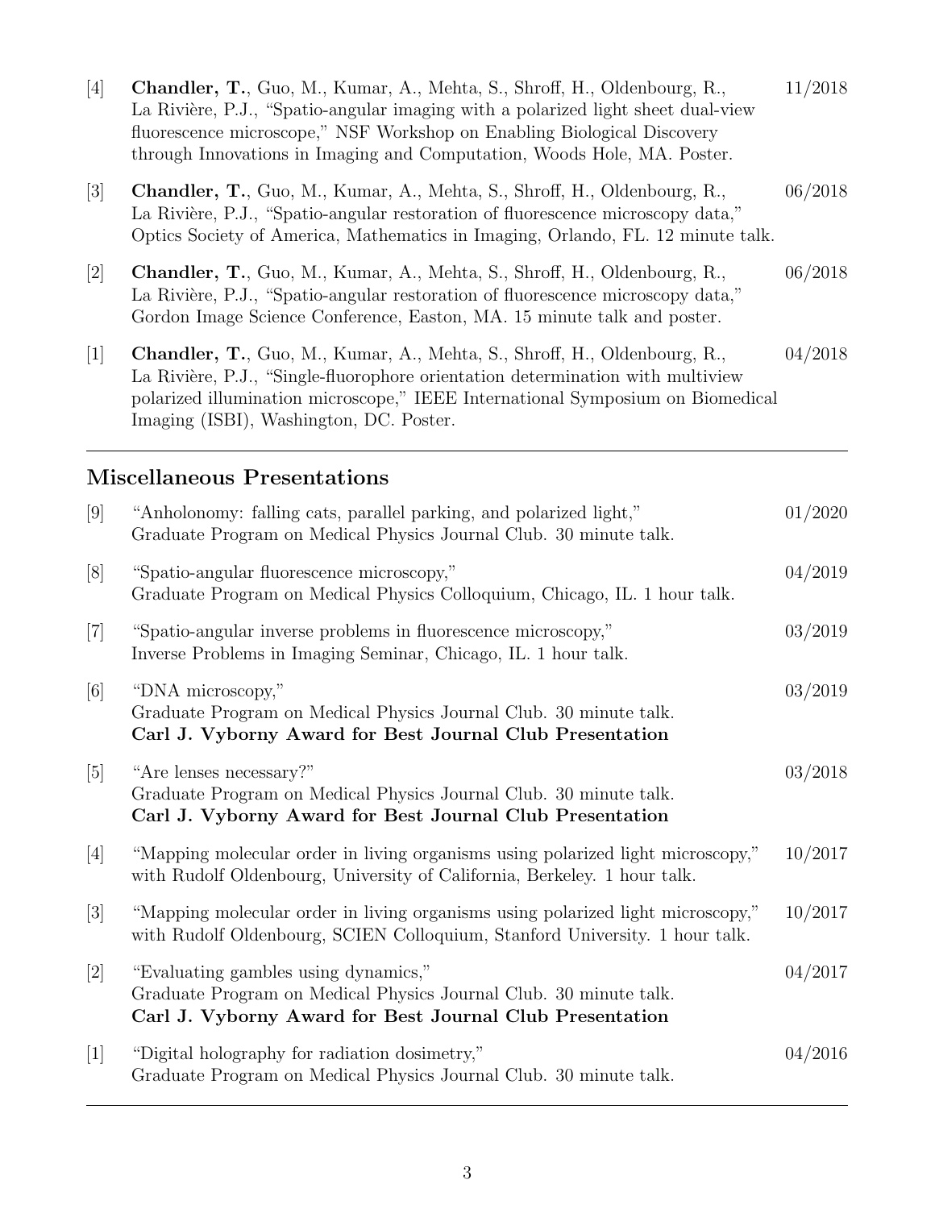[4] **Chandler, T.**, Guo, M., Kumar, A., Mehta, S., Shroff, H., Oldenbourg, R., La Rivière, P.J., "Spatio-angular imaging with a polarized light sheet dual-view fluorescence microscope," NSF Workshop on Enabling Biological Discovery through Innovations in Imaging and Computation, Woods Hole, MA. Poster. 11/2018

[3] **Chandler, T.**, Guo, M., Kumar, A., Mehta, S., Shroff, H., Oldenbourg, R., La Rivière, P.J., "Spatio-angular restoration of fluorescence microscopy data," Optics Society of America, Mathematics in Imaging, Orlando, FL. 12 minute talk. 06/2018

[2] **Chandler, T.**, Guo, M., Kumar, A., Mehta, S., Shroff, H., Oldenbourg, R., La Rivière, P.J., "Spatio-angular restoration of fluorescence microscopy data," Gordon Image Science Conference, Easton, MA. 15 minute talk and poster. 06/2018

[1] **Chandler, T.**, Guo, M., Kumar, A., Mehta, S., Shroff, H., Oldenbourg, R., La Rivière, P.J., "Single-fluorophore orientation determination with multiview polarized illumination microscope," IEEE International Symposium on Biomedical Imaging (ISBI), Washington, DC. Poster. 04/2018

## Miscellaneous Presentations

[9] "Anholonomy: falling cats, parallel parking, and polarized light," Graduate Program on Medical Physics Journal Club. 30 minute talk. 01/2020

[8] "Spatio-angular fluorescence microscopy," Graduate Program on Medical Physics Colloquium, Chicago, IL. 1 hour talk. 04/2019

[7] "Spatio-angular inverse problems in fluorescence microscopy," Inverse Problems in Imaging Seminar, Chicago, IL. 1 hour talk. 03/2019

[6] "DNA microscopy," Graduate Program on Medical Physics Journal Club. 30 minute talk. 03/2019
**Carl J. Vyborny Award for Best Journal Club Presentation**

[5] "Are lenses necessary?" Graduate Program on Medical Physics Journal Club. 30 minute talk. 03/2018
**Carl J. Vyborny Award for Best Journal Club Presentation**

[4] "Mapping molecular order in living organisms using polarized light microscopy," with Rudolf Oldenbourg, University of California, Berkeley. 1 hour talk. 10/2017

[3] "Mapping molecular order in living organisms using polarized light microscopy," with Rudolf Oldenbourg, SCIEN Colloquium, Stanford University. 1 hour talk. 10/2017

[2] "Evaluating gambles using dynamics," Graduate Program on Medical Physics Journal Club. 30 minute talk. 04/2017
**Carl J. Vyborny Award for Best Journal Club Presentation**

[1] "Digital holography for radiation dosimetry," Graduate Program on Medical Physics Journal Club. 30 minute talk. 04/2016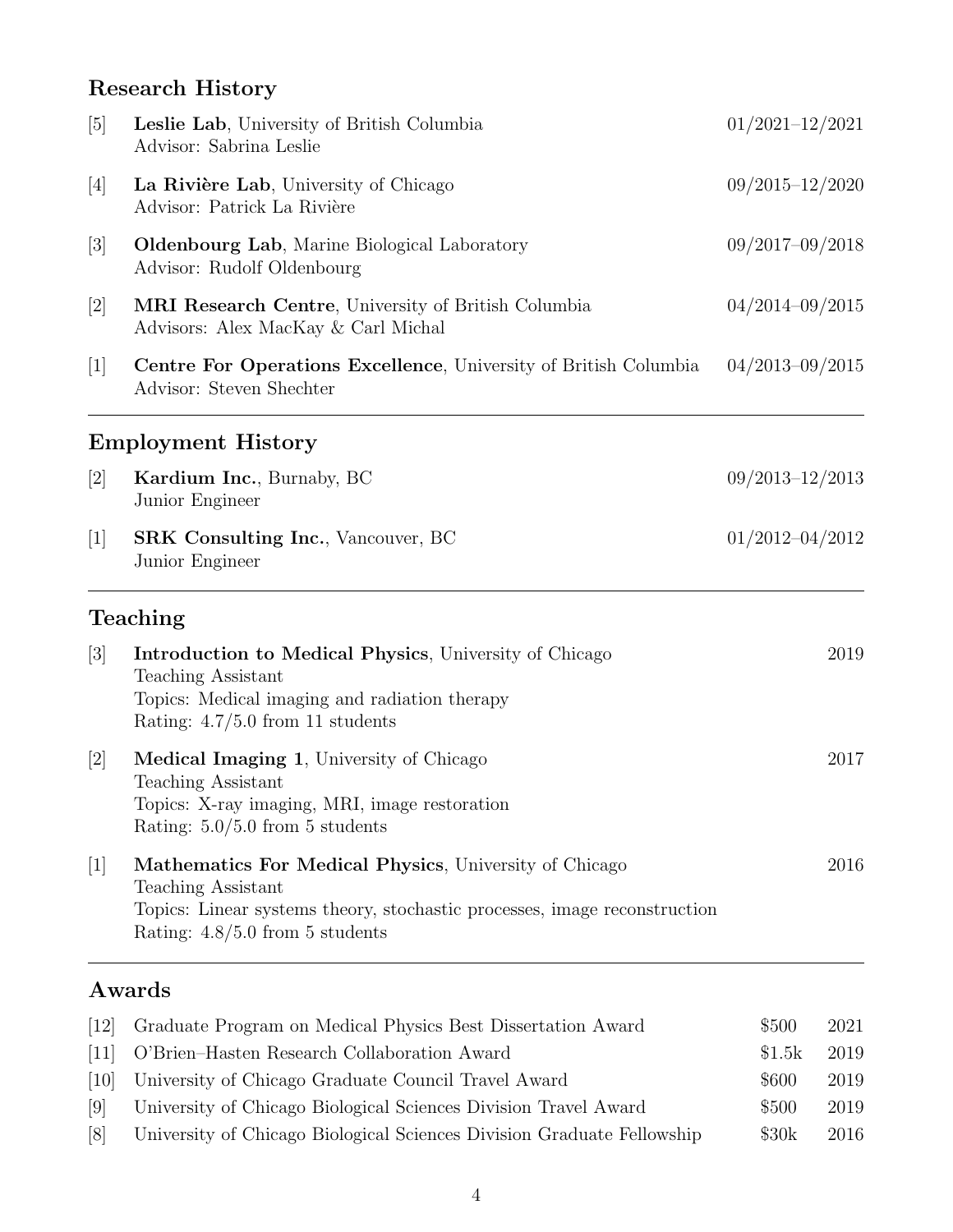## Research History

[5] **Leslie Lab**, University of British Columbia — 01/2021–12/2021
Advisor: Sabrina Leslie

[4] **La Rivière Lab**, University of Chicago — 09/2015–12/2020
Advisor: Patrick La Rivière

[3] **Oldenbourg Lab**, Marine Biological Laboratory — 09/2017–09/2018
Advisor: Rudolf Oldenbourg

[2] **MRI Research Centre**, University of British Columbia — 04/2014–09/2015
Advisors: Alex MacKay & Carl Michal

[1] **Centre For Operations Excellence**, University of British Columbia — 04/2013–09/2015
Advisor: Steven Shechter

---

## Employment History

[2] **Kardium Inc.**, Burnaby, BC — 09/2013–12/2013
Junior Engineer

[1] **SRK Consulting Inc.**, Vancouver, BC — 01/2012–04/2012
Junior Engineer

---

## Teaching

[3] **Introduction to Medical Physics**, University of Chicago — 2019
Teaching Assistant
Topics: Medical imaging and radiation therapy
Rating: 4.7/5.0 from 11 students

[2] **Medical Imaging 1**, University of Chicago — 2017
Teaching Assistant
Topics: X-ray imaging, MRI, image restoration
Rating: 5.0/5.0 from 5 students

[1] **Mathematics For Medical Physics**, University of Chicago — 2016
Teaching Assistant
Topics: Linear systems theory, stochastic processes, image reconstruction
Rating: 4.8/5.0 from 5 students

---

## Awards

| | Award | Amount | Year |
|---|---|---|---|
| [12] | Graduate Program on Medical Physics Best Dissertation Award | $500 | 2021 |
| [11] | O'Brien–Hasten Research Collaboration Award | $1.5k | 2019 |
| [10] | University of Chicago Graduate Council Travel Award | $600 | 2019 |
| [9] | University of Chicago Biological Sciences Division Travel Award | $500 | 2019 |
| [8] | University of Chicago Biological Sciences Division Graduate Fellowship | $30k | 2016 |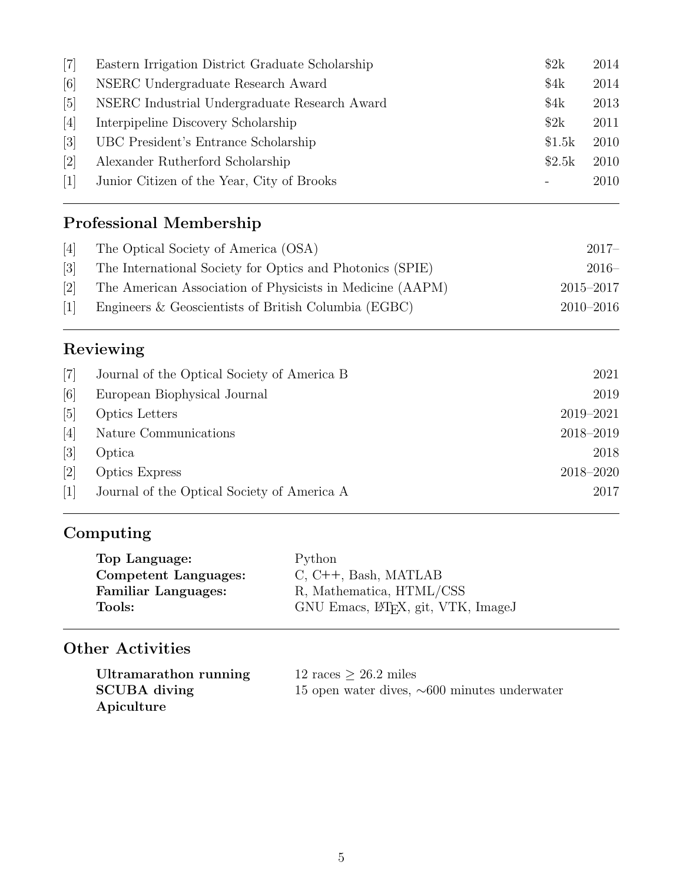| | | | |
|---|---|---|---|
| [7] | Eastern Irrigation District Graduate Scholarship | \$2k | 2014 |
| [6] | NSERC Undergraduate Research Award | \$4k | 2014 |
| [5] | NSERC Industrial Undergraduate Research Award | \$4k | 2013 |
| [4] | Interpipeline Discovery Scholarship | \$2k | 2011 |
| [3] | UBC President's Entrance Scholarship | \$1.5k | 2010 |
| [2] | Alexander Rutherford Scholarship | \$2.5k | 2010 |
| [1] | Junior Citizen of the Year, City of Brooks | - | 2010 |

## Professional Membership

| | | |
|---|---|---|
| [4] | The Optical Society of America (OSA) | 2017– |
| [3] | The International Society for Optics and Photonics (SPIE) | 2016– |
| [2] | The American Association of Physicists in Medicine (AAPM) | 2015–2017 |
| [1] | Engineers & Geoscientists of British Columbia (EGBC) | 2010–2016 |

## Reviewing

| | | |
|---|---|---|
| [7] | Journal of the Optical Society of America B | 2021 |
| [6] | European Biophysical Journal | 2019 |
| [5] | Optics Letters | 2019–2021 |
| [4] | Nature Communications | 2018–2019 |
| [3] | Optica | 2018 |
| [2] | Optics Express | 2018–2020 |
| [1] | Journal of the Optical Society of America A | 2017 |

## Computing

| | |
|---|---|
| **Top Language:** | Python |
| **Competent Languages:** | C, C++, Bash, MATLAB |
| **Familiar Languages:** | R, Mathematica, HTML/CSS |
| **Tools:** | GNU Emacs, LaTeX, git, VTK, ImageJ |

## Other Activities

| | |
|---|---|
| **Ultramarathon running** | 12 races $\geq$ 26.2 miles |
| **SCUBA diving** | 15 open water dives, $\sim$600 minutes underwater |
| **Apiculture** | |